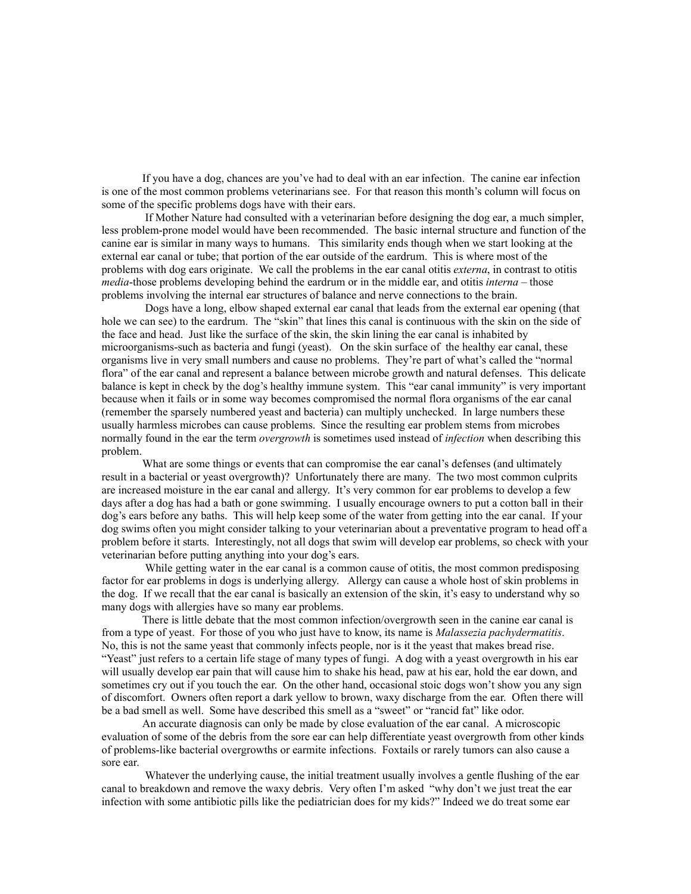If you have a dog, chances are you've had to deal with an ear infection. The canine ear infection is one of the most common problems veterinarians see. For that reason this month's column will focus on some of the specific problems dogs have with their ears.

If Mother Nature had consulted with a veterinarian before designing the dog ear, a much simpler, less problem-prone model would have been recommended. The basic internal structure and function of the canine ear is similar in many ways to humans. This similarity ends though when we start looking at the external ear canal or tube; that portion of the ear outside of the eardrum. This is where most of the problems with dog ears originate. We call the problems in the ear canal otitis *externa*, in contrast to otitis *media*-those problems developing behind the eardrum or in the middle ear, and otitis *interna* – those problems involving the internal ear structures of balance and nerve connections to the brain.

Dogs have a long, elbow shaped external ear canal that leads from the external ear opening (that hole we can see) to the eardrum. The "skin" that lines this canal is continuous with the skin on the side of the face and head. Just like the surface of the skin, the skin lining the ear canal is inhabited by microorganisms-such as bacteria and fungi (yeast). On the skin surface of the healthy ear canal, these organisms live in very small numbers and cause no problems. They're part of what's called the "normal flora" of the ear canal and represent a balance between microbe growth and natural defenses. This delicate balance is kept in check by the dog's healthy immune system. This "ear canal immunity" is very important because when it fails or in some way becomes compromised the normal flora organisms of the ear canal (remember the sparsely numbered yeast and bacteria) can multiply unchecked. In large numbers these usually harmless microbes can cause problems. Since the resulting ear problem stems from microbes normally found in the ear the term *overgrowth* is sometimes used instead of *infection* when describing this problem.

What are some things or events that can compromise the ear canal's defenses (and ultimately result in a bacterial or yeast overgrowth)? Unfortunately there are many. The two most common culprits are increased moisture in the ear canal and allergy. It's very common for ear problems to develop a few days after a dog has had a bath or gone swimming. I usually encourage owners to put a cotton ball in their dog's ears before any baths. This will help keep some of the water from getting into the ear canal. If your dog swims often you might consider talking to your veterinarian about a preventative program to head off a problem before it starts. Interestingly, not all dogs that swim will develop ear problems, so check with your veterinarian before putting anything into your dog's ears.

While getting water in the ear canal is a common cause of otitis, the most common predisposing factor for ear problems in dogs is underlying allergy. Allergy can cause a whole host of skin problems in the dog. If we recall that the ear canal is basically an extension of the skin, it's easy to understand why so many dogs with allergies have so many ear problems.

There is little debate that the most common infection/overgrowth seen in the canine ear canal is from a type of yeast. For those of you who just have to know, its name is *Malassezia pachydermatitis*. No, this is not the same yeast that commonly infects people, nor is it the yeast that makes bread rise. "Yeast" just refers to a certain life stage of many types of fungi. A dog with a yeast overgrowth in his ear will usually develop ear pain that will cause him to shake his head, paw at his ear, hold the ear down, and sometimes cry out if you touch the ear. On the other hand, occasional stoic dogs won't show you any sign of discomfort. Owners often report a dark yellow to brown, waxy discharge from the ear. Often there will be a bad smell as well. Some have described this smell as a "sweet" or "rancid fat" like odor.

An accurate diagnosis can only be made by close evaluation of the ear canal. A microscopic evaluation of some of the debris from the sore ear can help differentiate yeast overgrowth from other kinds of problems-like bacterial overgrowths or earmite infections. Foxtails or rarely tumors can also cause a sore ear.

Whatever the underlying cause, the initial treatment usually involves a gentle flushing of the ear canal to breakdown and remove the waxy debris. Very often I'm asked "why don't we just treat the ear infection with some antibiotic pills like the pediatrician does for my kids?" Indeed we do treat some ear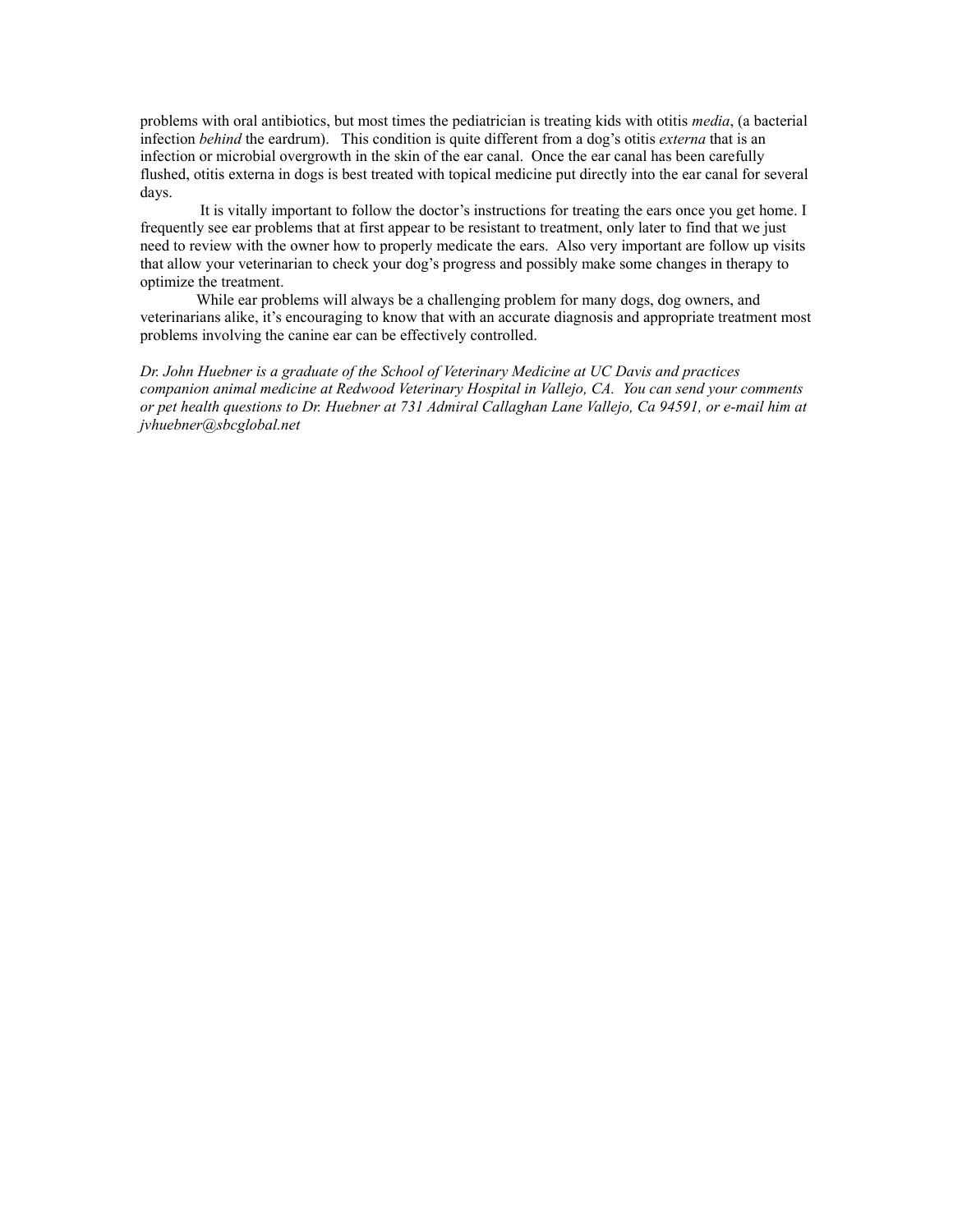problems with oral antibiotics, but most times the pediatrician is treating kids with otitis *media*, (a bacterial infection *behind* the eardrum). This condition is quite different from a dog's otitis *externa* that is an infection or microbial overgrowth in the skin of the ear canal. Once the ear canal has been carefully flushed, otitis externa in dogs is best treated with topical medicine put directly into the ear canal for several days.

It is vitally important to follow the doctor's instructions for treating the ears once you get home. I frequently see ear problems that at first appear to be resistant to treatment, only later to find that we just need to review with the owner how to properly medicate the ears. Also very important are follow up visits that allow your veterinarian to check your dog's progress and possibly make some changes in therapy to optimize the treatment.

While ear problems will always be a challenging problem for many dogs, dog owners, and veterinarians alike, it's encouraging to know that with an accurate diagnosis and appropriate treatment most problems involving the canine ear can be effectively controlled.

*Dr. John Huebner is a graduate of the School of Veterinary Medicine at UC Davis and practices companion animal medicine at Redwood Veterinary Hospital in Vallejo, CA. You can send your comments or pet health questions to Dr. Huebner at 731 Admiral Callaghan Lane Vallejo, Ca 94591, or e-mail him at jvhuebner@sbcglobal.net*